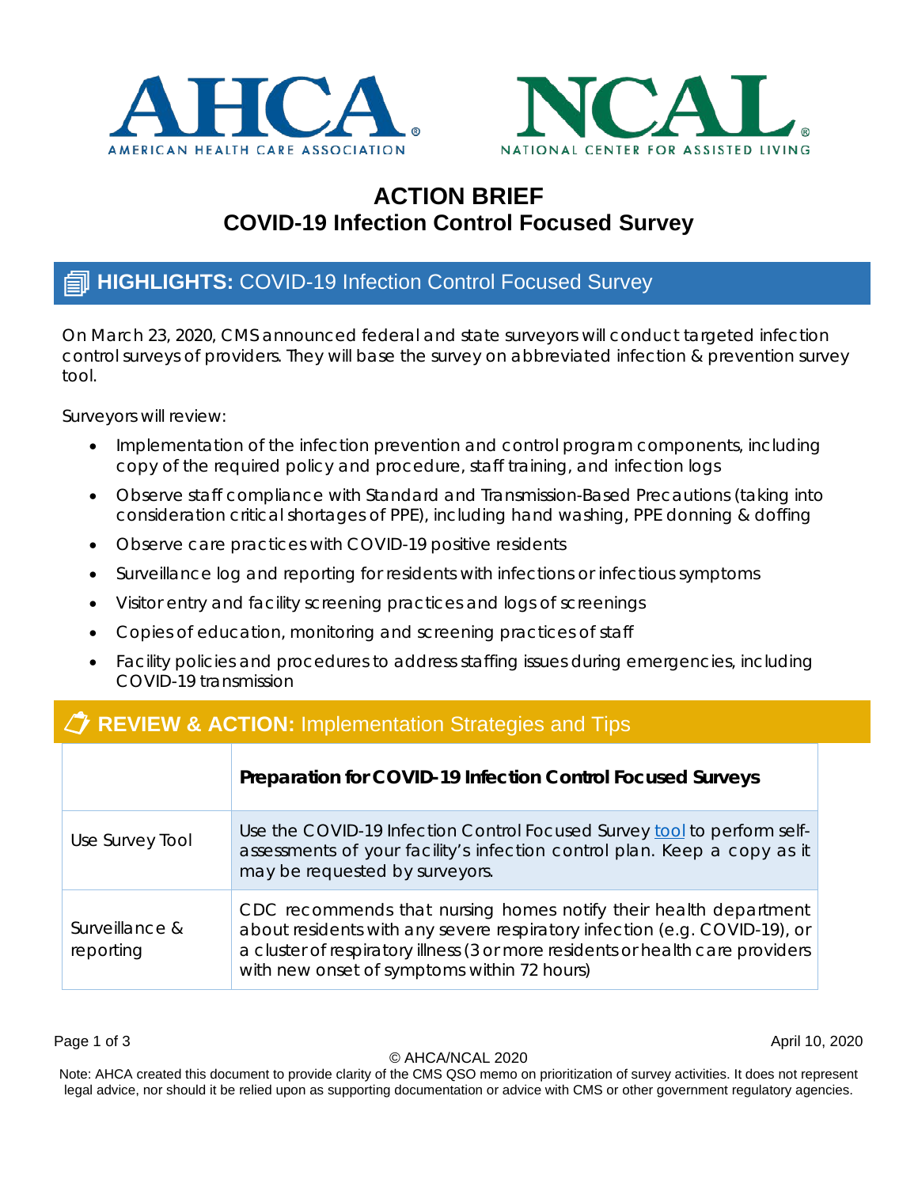AHCA
AMERICAN HEALTH CARE ASSOCIATION

NCAL
NATIONAL CENTER FOR ASSISTED LIVING

# ACTION BRIEF
# COVID-19 Infection Control Focused Survey

## HIGHLIGHTS: COVID-19 Infection Control Focused Survey

On March 23, 2020, CMS announced federal and state surveyors will conduct targeted infection control surveys of providers. They will base the survey on abbreviated infection & prevention survey tool.

Surveyors will review:

- Implementation of the infection prevention and control program components, including copy of the required policy and procedure, staff training, and infection logs
- Observe staff compliance with Standard and Transmission-Based Precautions (taking into consideration critical shortages of PPE), including hand washing, PPE donning & doffing
- Observe care practices with COVID-19 positive residents
- Surveillance log and reporting for residents with infections or infectious symptoms
- Visitor entry and facility screening practices and logs of screenings
- Copies of education, monitoring and screening practices of staff
- Facility policies and procedures to address staffing issues during emergencies, including COVID-19 transmission

## REVIEW & ACTION: Implementation Strategies and Tips

| | **Preparation for COVID-19 Infection Control Focused Surveys** |
|---|---|
| Use Survey Tool | Use the COVID-19 Infection Control Focused Survey tool to perform self-assessments of your facility's infection control plan. Keep a copy as it may be requested by surveyors. |
| Surveillance & reporting | CDC recommends that nursing homes notify their health department about residents with any severe respiratory infection (e.g. COVID-19), or a cluster of respiratory illness (3 or more residents or health care providers with new onset of symptoms within 72 hours) |

April 10, 2020

© AHCA/NCAL 2020

Note: AHCA created this document to provide clarity of the CMS QSO memo on prioritization of survey activities. It does not represent legal advice, nor should it be relied upon as supporting documentation or advice with CMS or other government regulatory agencies.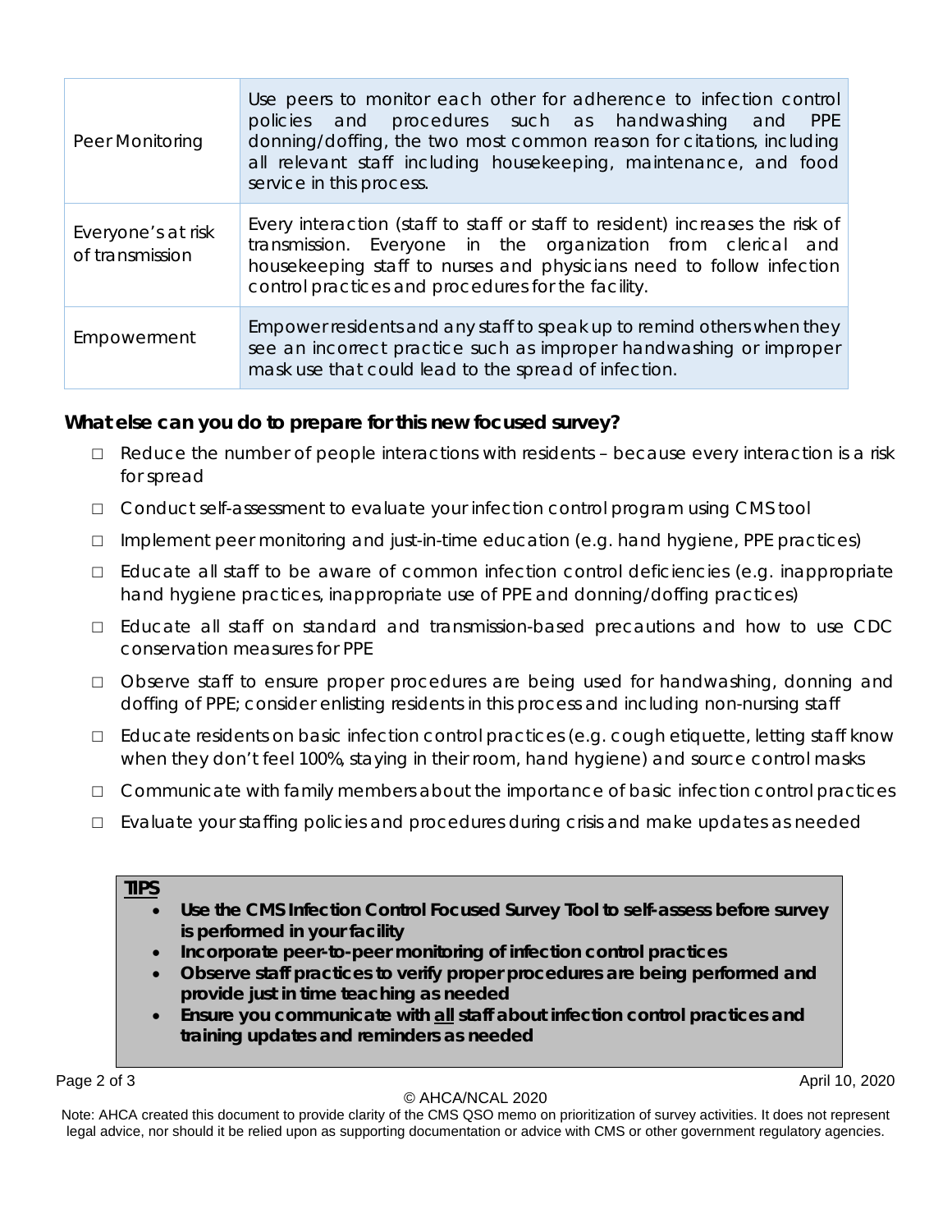| | |
|---|---|
| Peer Monitoring | Use peers to monitor each other for adherence to infection control policies and procedures such as handwashing and PPE donning/doffing, the two most common reason for citations, including all relevant staff including housekeeping, maintenance, and food service in this process. |
| Everyone's at risk of transmission | Every interaction (staff to staff or staff to resident) increases the risk of transmission. Everyone in the organization from clerical and housekeeping staff to nurses and physicians need to follow infection control practices and procedures for the facility. |
| Empowerment | Empower residents and any staff to speak up to remind others when they see an incorrect practice such as improper handwashing or improper mask use that could lead to the spread of infection. |

### What else can you do to prepare for this new focused survey?

- ☐ Reduce the number of people interactions with residents – because every interaction is a risk for spread
- ☐ Conduct self-assessment to evaluate your infection control program using CMS tool
- ☐ Implement peer monitoring and just-in-time education (e.g. hand hygiene, PPE practices)
- ☐ Educate all staff to be aware of common infection control deficiencies (e.g. inappropriate hand hygiene practices, inappropriate use of PPE and donning/doffing practices)
- ☐ Educate all staff on standard and transmission-based precautions and how to use CDC conservation measures for PPE
- ☐ Observe staff to ensure proper procedures are being used for handwashing, donning and doffing of PPE; consider enlisting residents in this process and including non-nursing staff
- ☐ Educate residents on basic infection control practices (e.g. cough etiquette, letting staff know when they don't feel 100%, staying in their room, hand hygiene) and source control masks
- ☐ Communicate with family members about the importance of basic infection control practices
- ☐ Evaluate your staffing policies and procedures during crisis and make updates as needed

**TIPS**

- **Use the CMS Infection Control Focused Survey Tool to self-assess before survey is performed in your facility**
- **Incorporate peer-to-peer monitoring of infection control practices**
- **Observe staff practices to verify proper procedures are being performed and provide just in time teaching as needed**
- **Ensure you communicate with all staff about infection control practices and training updates and reminders as needed**

April 10, 2020

© AHCA/NCAL 2020

Note: AHCA created this document to provide clarity of the CMS QSO memo on prioritization of survey activities. It does not represent legal advice, nor should it be relied upon as supporting documentation or advice with CMS or other government regulatory agencies.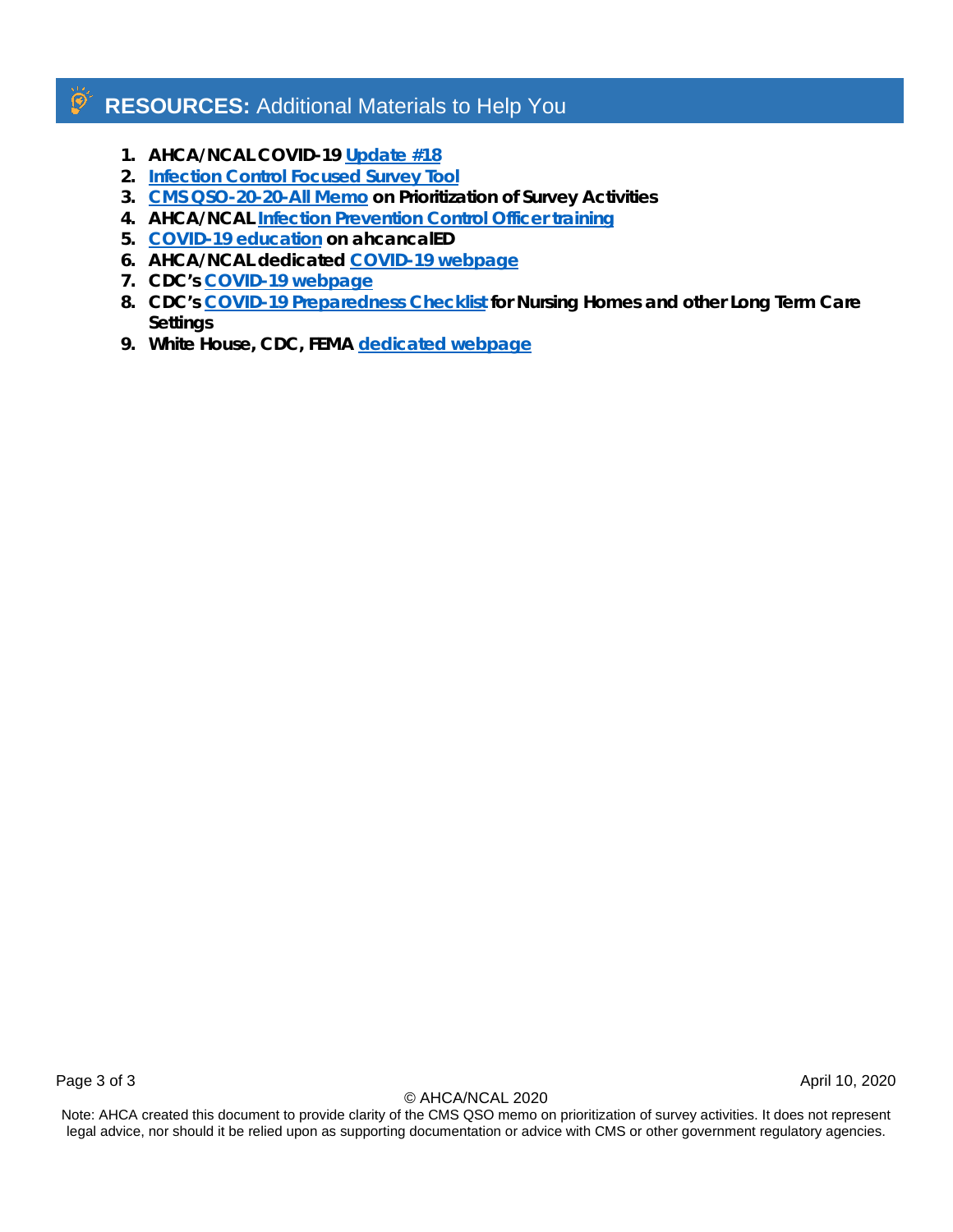## **RESOURCES:** Additional Materials to Help You

1. **AHCA/NCAL COVID-19 Update #18**
2. **Infection Control Focused Survey Tool**
3. **CMS QSO-20-20-All Memo on Prioritization of Survey Activities**
4. **AHCA/NCAL Infection Prevention Control Officer training**
5. **COVID-19 education on ahcancalED**
6. **AHCA/NCAL dedicated COVID-19 webpage**
7. **CDC's COVID-19 webpage**
8. **CDC's COVID-19 Preparedness Checklist for Nursing Homes and other Long Term Care Settings**
9. **White House, CDC, FEMA dedicated webpage**

April 10, 2020

© AHCA/NCAL 2020

Note: AHCA created this document to provide clarity of the CMS QSO memo on prioritization of survey activities. It does not represent legal advice, nor should it be relied upon as supporting documentation or advice with CMS or other government regulatory agencies.